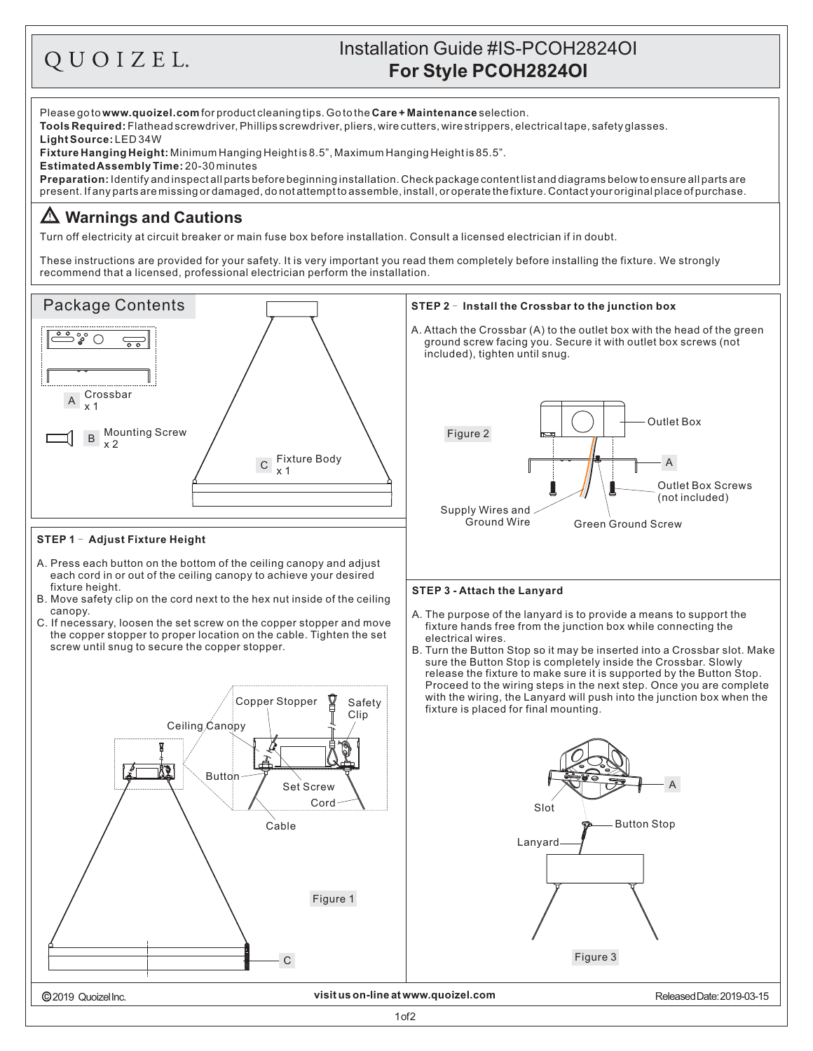QUOIZEL.

# Installation Guide #IS-PCOH2824OI
## For Style PCOH2824OI

Please go to **www.quoizel.com** for product cleaning tips. Go to the **Care + Maintenance** selection.
**Tools Required:** Flathead screwdriver, Phillips screwdriver, pliers, wire cutters, wire strippers, electrical tape, safety glasses.
**Light Source:** LED 34W
**Fixture Hanging Height:** Minimum Hanging Height is 8.5", Maximum Hanging Height is 85.5".
**Estimated Assembly Time:** 20-30 minutes
**Preparation:** Identify and inspect all parts before beginning installation. Check package content list and diagrams below to ensure all parts are present. If any parts are missing or damaged, do not attempt to assemble, install, or operate the fixture. Contact your original place of purchase.

## ⚠ Warnings and Cautions

Turn off electricity at circuit breaker or main fuse box before installation. Consult a licensed electrician if in doubt.

These instructions are provided for your safety. It is very important you read them completely before installing the fixture. We strongly recommend that a licensed, professional electrician perform the installation.

## Package Contents

- A Crossbar x 1
- B Mounting Screw x 2
- C Fixture Body x 1

### STEP 1 – Adjust Fixture Height

A. Press each button on the bottom of the ceiling canopy and adjust each cord in or out of the ceiling canopy to achieve your desired fixture height.
B. Move safety clip on the cord next to the hex nut inside of the ceiling canopy.
C. If necessary, loosen the set screw on the copper stopper and move the copper stopper to proper location on the cable. Tighten the set screw until snug to secure the copper stopper.

Copper Stopper, Safety Clip, Ceiling Canopy, Button, Set Screw, Cord, Cable, C

Figure 1

### STEP 2 – Install the Crossbar to the junction box

A. Attach the Crossbar (A) to the outlet box with the head of the green ground screw facing you. Secure it with outlet box screws (not included), tighten until snug.

Outlet Box, A, Outlet Box Screws (not included), Supply Wires and Ground Wire, Green Ground Screw

Figure 2

### STEP 3 - Attach the Lanyard

A. The purpose of the lanyard is to provide a means to support the fixture hands free from the junction box while connecting the electrical wires.
B. Turn the Button Stop so it may be inserted into a Crossbar slot. Make sure the Button Stop is completely inside the Crossbar. Slowly release the fixture to make sure it is supported by the Button Stop. Proceed to the wiring steps in the next step. Once you are complete with the wiring, the Lanyard will push into the junction box when the fixture is placed for final mounting.

A, Slot, Button Stop, Lanyard

Figure 3

©2019 Quoizel Inc. | visit us on-line at www.quoizel.com | Released Date: 2019-03-15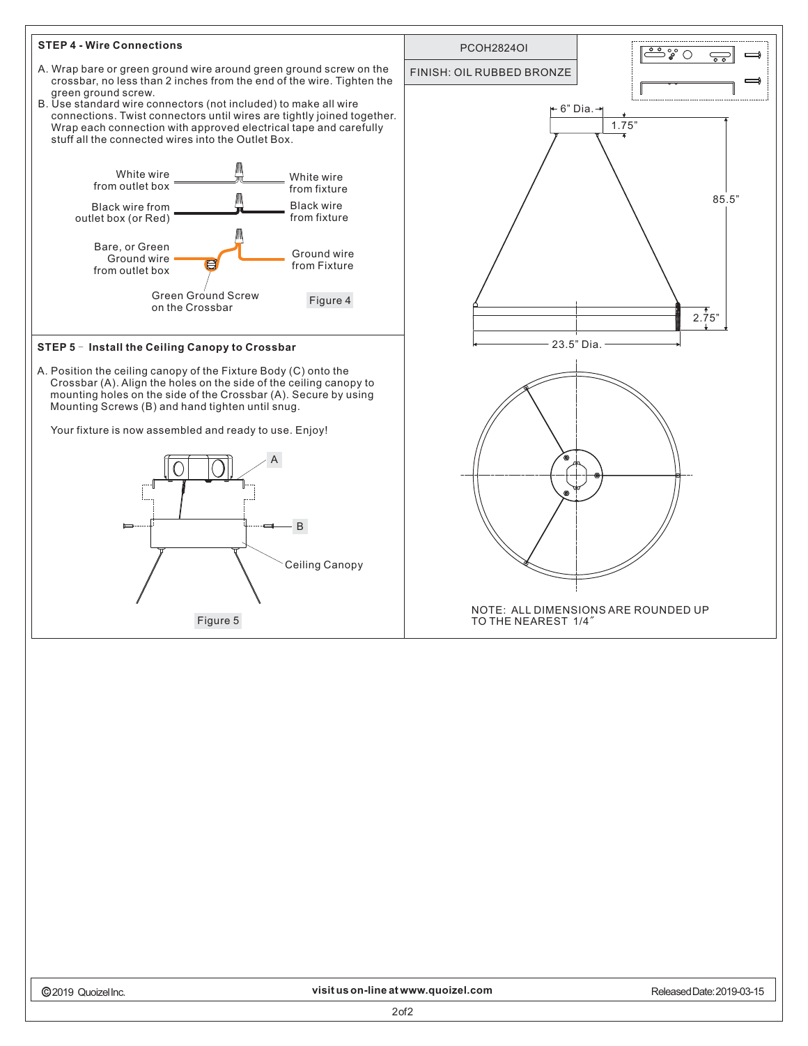## STEP 4 - Wire Connections

A. Wrap bare or green ground wire around green ground screw on the crossbar, no less than 2 inches from the end of the wire. Tighten the green ground screw.

B. Use standard wire connectors (not included) to make all wire connections. Twist connectors until wires are tightly joined together. Wrap each connection with approved electrical tape and carefully stuff all the connected wires into the Outlet Box.

White wire from outlet box

White wire from fixture

Black wire from outlet box (or Red)

Black wire from fixture

Bare, or Green Ground wire from outlet box

Ground wire from Fixture

Green Ground Screw on the Crossbar

Figure 4

## STEP 5 - Install the Ceiling Canopy to Crossbar

A. Position the ceiling canopy of the Fixture Body (C) onto the Crossbar (A). Align the holes on the side of the ceiling canopy to mounting holes on the side of the Crossbar (A). Secure by using Mounting Screws (B) and hand tighten until snug.

Your fixture is now assembled and ready to use. Enjoy!

A

B

Ceiling Canopy

Figure 5

PCOH2824OI

FINISH: OIL RUBBED BRONZE

6" Dia.

1.75"

85.5"

2.75"

23.5" Dia.

NOTE: ALL DIMENSIONS ARE ROUNDED UP TO THE NEAREST 1/4"

©2019 Quoizel Inc.

visit us on-line at www.quoizel.com

Released Date: 2019-03-15